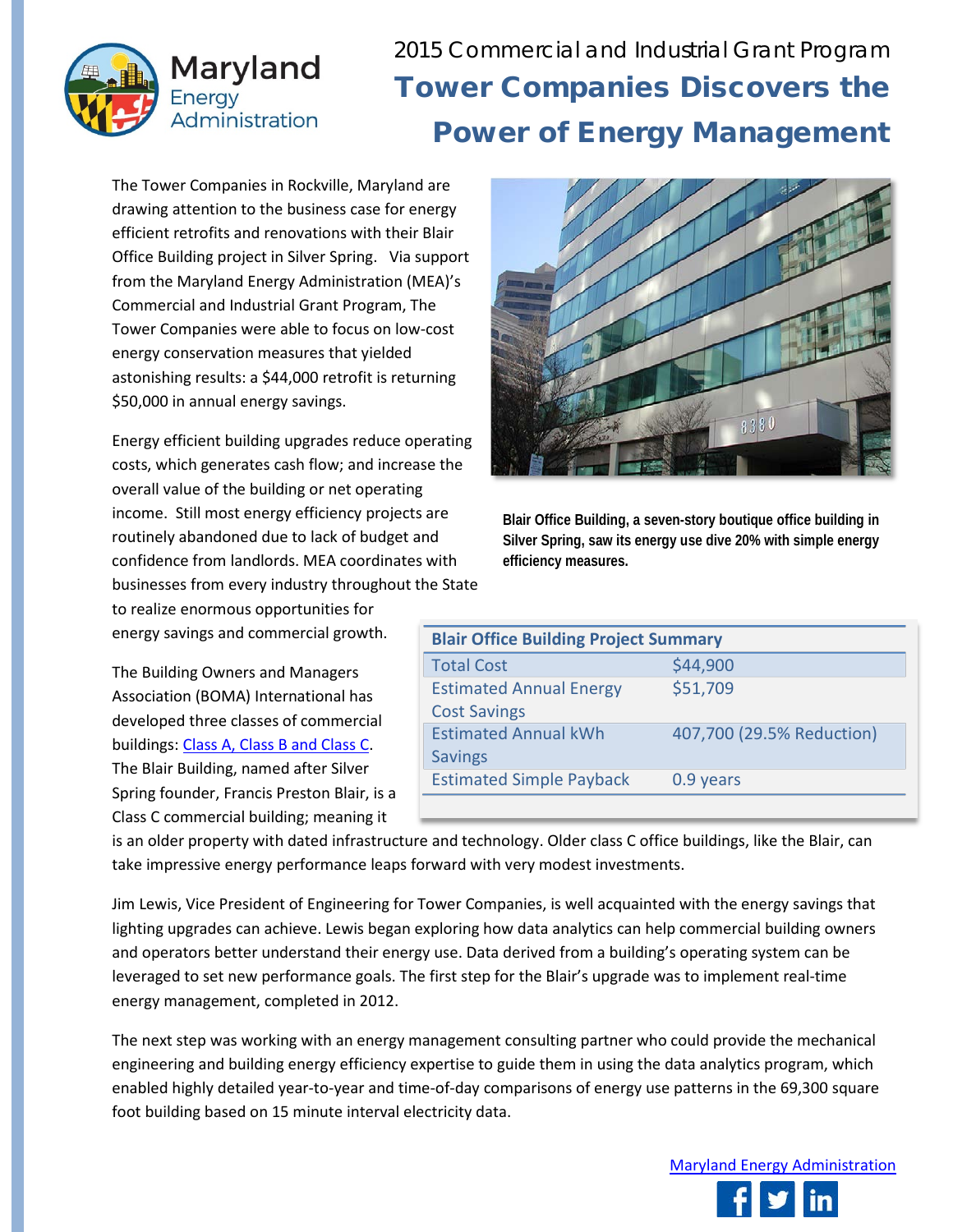2015 Commercial and Industrial Grant Program

# Tower Companies Discovers the Power of Energy Management

The Tower Companies in Rockville, Maryland are drawing attention to the business case for energy efficient retrofits and renovations with their Blair Office Building project in Silver Spring. Via support from the Maryland Energy Administration (MEA)'s Commercial and Industrial Grant Program, The Tower Companies were able to focus on low-cost energy conservation measures that yielded astonishing results: a $44,000 retrofit is returning $50,000 in annual energy savings.

**Blair Office Building, a seven-story boutique office building in Silver Spring, saw its energy use dive 20% with simple energy efficiency measures.**

Energy efficient building upgrades reduce operating costs, which generates cash flow; and increase the overall value of the building or net operating income. Still most energy efficiency projects are routinely abandoned due to lack of budget and confidence from landlords. MEA coordinates with businesses from every industry throughout the State to realize enormous opportunities for energy savings and commercial growth.

| Blair Office Building Project Summary | |
|---|---|
| Total Cost | $44,900 |
| Estimated Annual Energy Cost Savings | $51,709 |
| Estimated Annual kWh Savings | 407,700 (29.5% Reduction) |
| Estimated Simple Payback | 0.9 years |

The Building Owners and Managers Association (BOMA) International has developed three classes of commercial buildings: [Class A, Class B and Class C](). The Blair Building, named after Silver Spring founder, Francis Preston Blair, is a Class C commercial building; meaning it is an older property with dated infrastructure and technology. Older class C office buildings, like the Blair, can take impressive energy performance leaps forward with very modest investments.

Jim Lewis, Vice President of Engineering for Tower Companies, is well acquainted with the energy savings that lighting upgrades can achieve. Lewis began exploring how data analytics can help commercial building owners and operators better understand their energy use. Data derived from a building's operating system can be leveraged to set new performance goals. The first step for the Blair's upgrade was to implement real-time energy management, completed in 2012.

The next step was working with an energy management consulting partner who could provide the mechanical engineering and building energy efficiency expertise to guide them in using the data analytics program, which enabled highly detailed year-to-year and time-of-day comparisons of energy use patterns in the 69,300 square foot building based on 15 minute interval electricity data.

[Maryland Energy Administration]()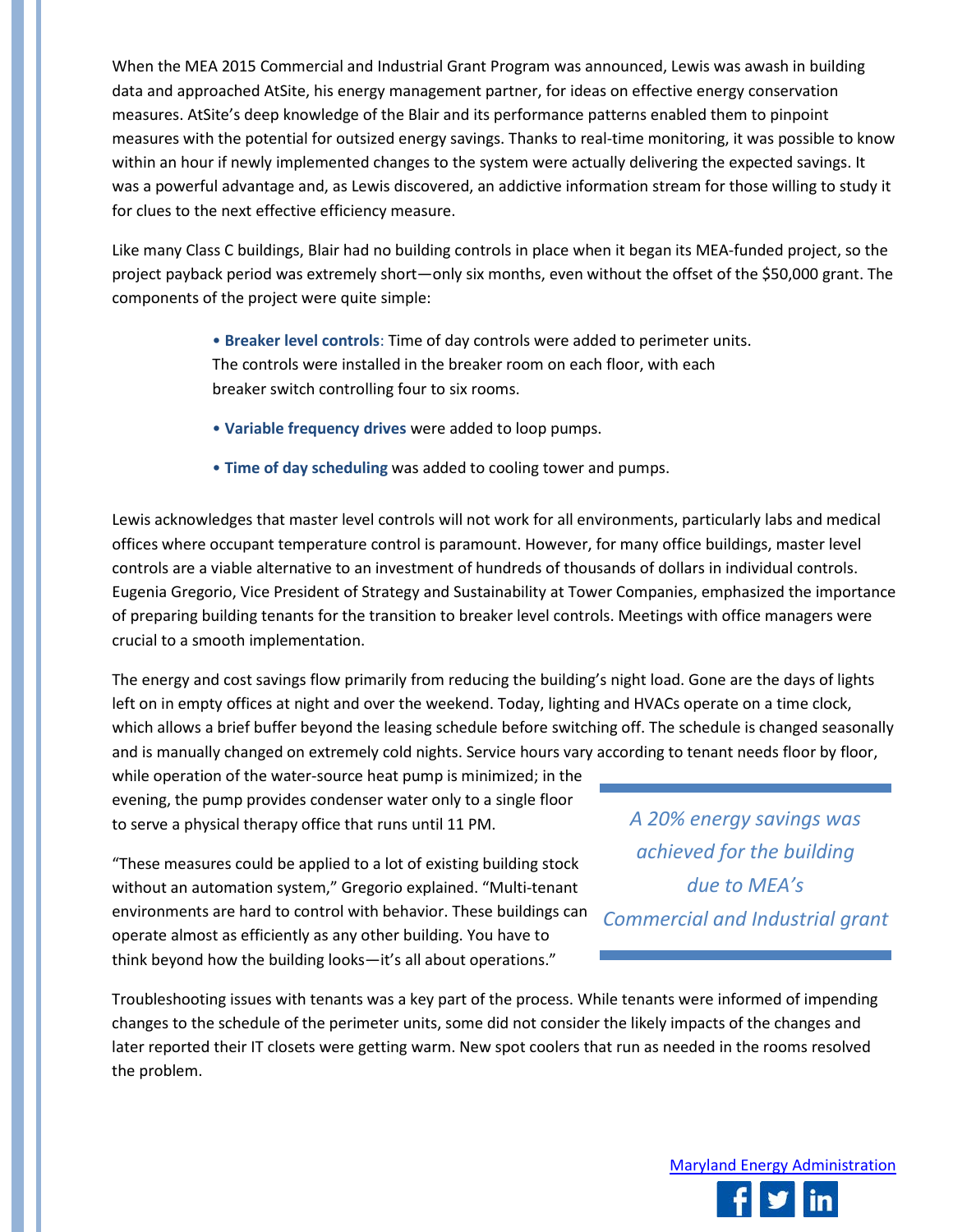When the MEA 2015 Commercial and Industrial Grant Program was announced, Lewis was awash in building data and approached AtSite, his energy management partner, for ideas on effective energy conservation measures. AtSite's deep knowledge of the Blair and its performance patterns enabled them to pinpoint measures with the potential for outsized energy savings. Thanks to real-time monitoring, it was possible to know within an hour if newly implemented changes to the system were actually delivering the expected savings. It was a powerful advantage and, as Lewis discovered, an addictive information stream for those willing to study it for clues to the next effective efficiency measure.

Like many Class C buildings, Blair had no building controls in place when it began its MEA-funded project, so the project payback period was extremely short—only six months, even without the offset of the $50,000 grant. The components of the project were quite simple:

- **Breaker level controls**: Time of day controls were added to perimeter units. The controls were installed in the breaker room on each floor, with each breaker switch controlling four to six rooms.
- **Variable frequency drives** were added to loop pumps.
- **Time of day scheduling** was added to cooling tower and pumps.

Lewis acknowledges that master level controls will not work for all environments, particularly labs and medical offices where occupant temperature control is paramount. However, for many office buildings, master level controls are a viable alternative to an investment of hundreds of thousands of dollars in individual controls. Eugenia Gregorio, Vice President of Strategy and Sustainability at Tower Companies, emphasized the importance of preparing building tenants for the transition to breaker level controls. Meetings with office managers were crucial to a smooth implementation.

The energy and cost savings flow primarily from reducing the building's night load. Gone are the days of lights left on in empty offices at night and over the weekend. Today, lighting and HVACs operate on a time clock, which allows a brief buffer beyond the leasing schedule before switching off. The schedule is changed seasonally and is manually changed on extremely cold nights. Service hours vary according to tenant needs floor by floor, while operation of the water-source heat pump is minimized; in the evening, the pump provides condenser water only to a single floor to serve a physical therapy office that runs until 11 PM.

*A 20% energy savings was achieved for the building due to MEA's Commercial and Industrial grant*

"These measures could be applied to a lot of existing building stock without an automation system," Gregorio explained. "Multi-tenant environments are hard to control with behavior. These buildings can operate almost as efficiently as any other building. You have to think beyond how the building looks—it's all about operations."

Troubleshooting issues with tenants was a key part of the process. While tenants were informed of impending changes to the schedule of the perimeter units, some did not consider the likely impacts of the changes and later reported their IT closets were getting warm. New spot coolers that run as needed in the rooms resolved the problem.

[Maryland Energy Administration]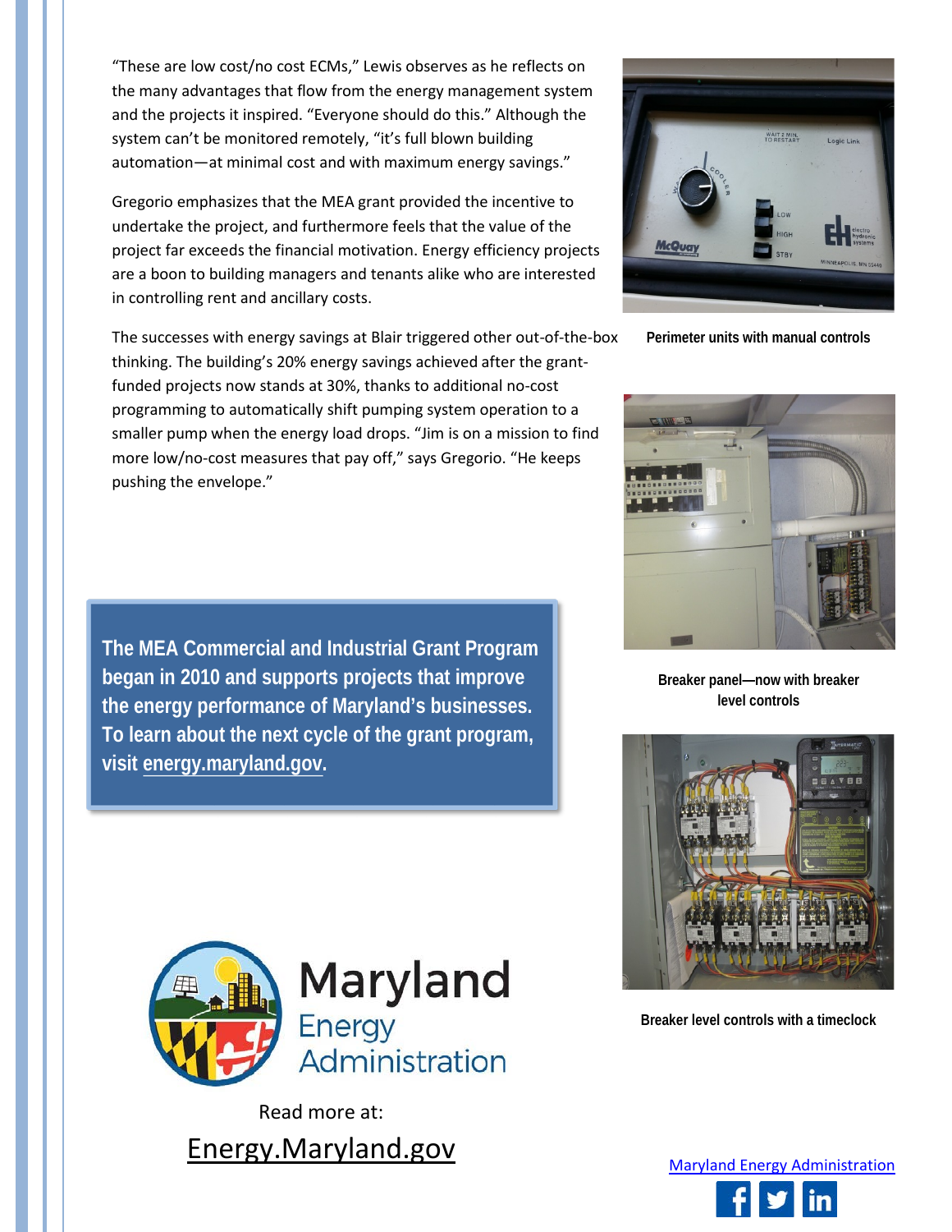"These are low cost/no cost ECMs," Lewis observes as he reflects on the many advantages that flow from the energy management system and the projects it inspired. "Everyone should do this." Although the system can't be monitored remotely, "it's full blown building automation—at minimal cost and with maximum energy savings."

Gregorio emphasizes that the MEA grant provided the incentive to undertake the project, and furthermore feels that the value of the project far exceeds the financial motivation. Energy efficiency projects are a boon to building managers and tenants alike who are interested in controlling rent and ancillary costs.

The successes with energy savings at Blair triggered other out-of-the-box thinking. The building's 20% energy savings achieved after the grant-funded projects now stands at 30%, thanks to additional no-cost programming to automatically shift pumping system operation to a smaller pump when the energy load drops. "Jim is on a mission to find more low/no-cost measures that pay off," says Gregorio. "He keeps pushing the envelope."

**Perimeter units with manual controls**

**Breaker panel—now with breaker level controls**

**Breaker level controls with a timeclock**

**The MEA Commercial and Industrial Grant Program began in 2010 and supports projects that improve the energy performance of Maryland's businesses. To learn about the next cycle of the grant program, visit energy.maryland.gov.**

Maryland Energy Administration

Read more at:

Energy.Maryland.gov

Maryland Energy Administration